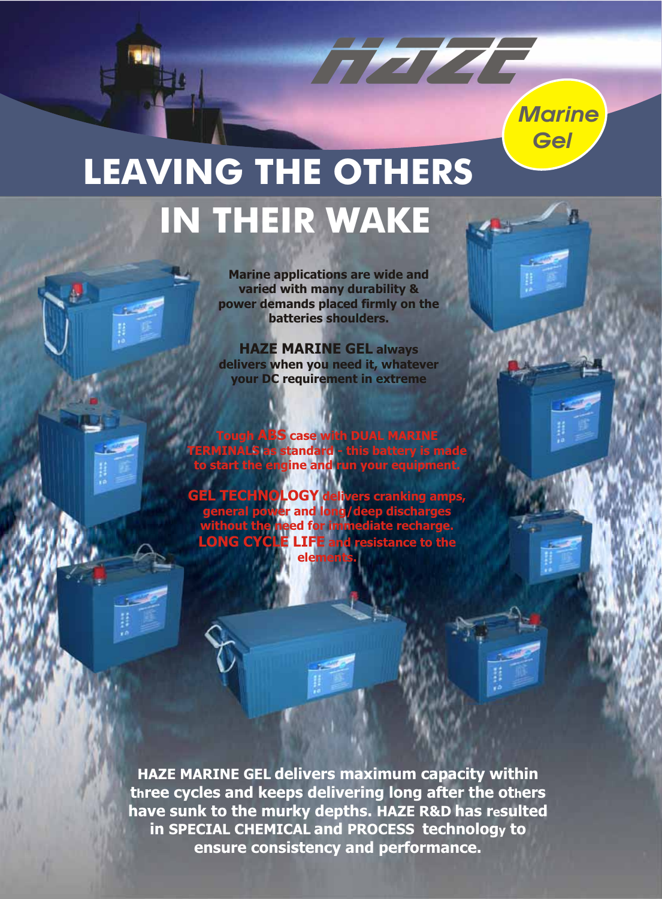HAZE

Marine Gel

# LEAVING THE OTHERS IN THEIR WAKE

**Marine applications are wide and varied with many durability & power demands placed firmly on the batteries shoulders.**

**HAZE MARINE GEL always delivers when you need it, whatever your DC requirement in extreme**

**Tough ABS case with DUAL MARINE TERMINALS as standard - this battery is made to start the engine and run your equipment.**

**GEL TECHNOLOGY delivers cranking amps, general power and long/deep discharges without the need for immediate recharge. LONG CYCLE LIFE and resistance to the elements.**

**HAZE MARINE GEL delivers maximum capacity within three cycles and keeps delivering long after the others have sunk to the murky depths. HAZE R&D has resulted in SPECIAL CHEMICAL and PROCESS technology to ensure consistency and performance.**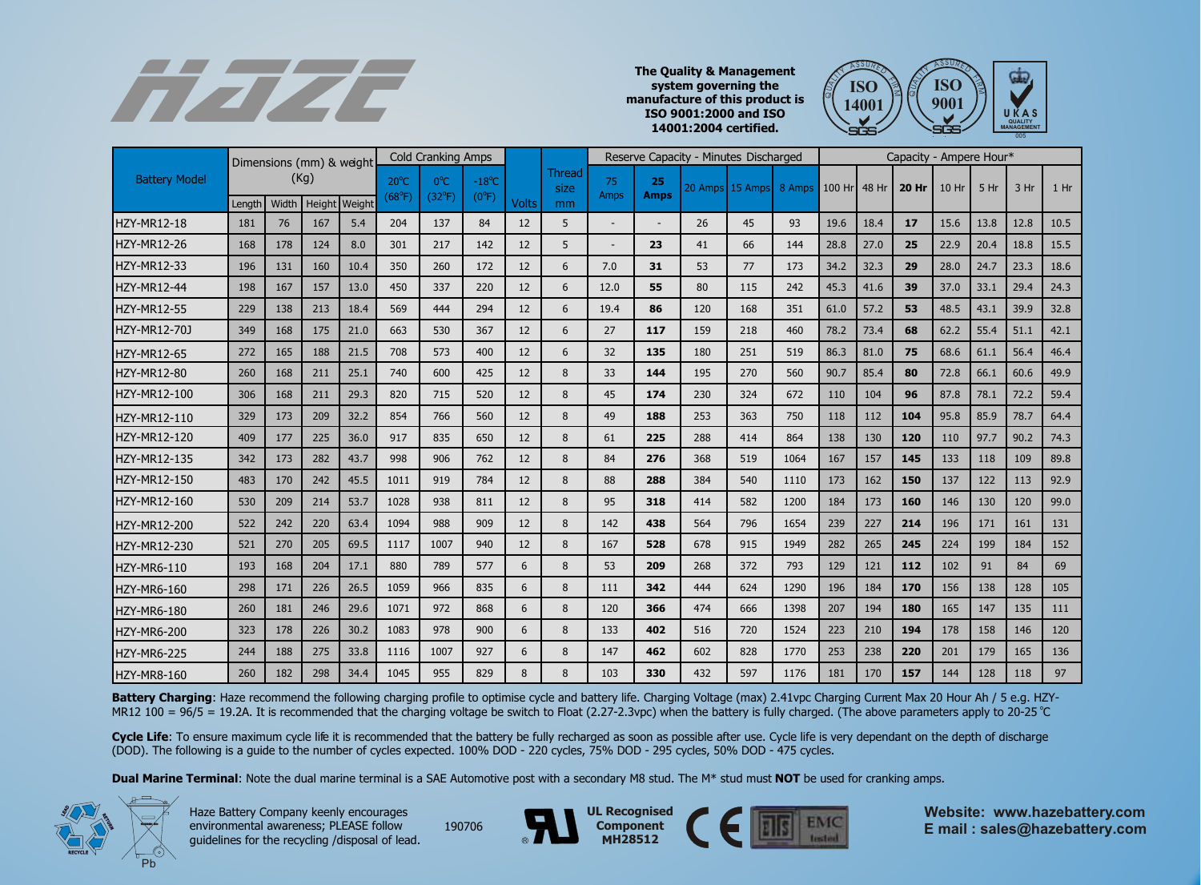HAZE

The Quality & Management system governing the manufacture of this product is ISO 9001:2000 and ISO 14001:2004 certified.

| Battery Model | Dimensions (mm) & weight (Kg) | | | | Cold Cranking Amps | | | Volts | Thread size mm | Reserve Capacity - Minutes Discharged | | | | | Capacity - Ampere Hour* | | | | | | |
|---|---|---|---|---|---|---|---|---|---|---|---|---|---|---|---|---|---|---|---|---|---|
| | Length | Width | Height | Weight | 20°C (68°F) | 0°C (32°F) | -18°C (0°F) | | | 75 Amps | **25 Amps** | 20 Amps | 15 Amps | 8 Amps | 100 Hr | 48 Hr | **20 Hr** | 10 Hr | 5 Hr | 3 Hr | 1 Hr |
| HZY-MR12-18 | 181 | 76 | 167 | 5.4 | 204 | 137 | 84 | 12 | 5 | - | - | 26 | 45 | 93 | 19.6 | 18.4 | **17** | 15.6 | 13.8 | 12.8 | 10.5 |
| HZY-MR12-26 | 168 | 178 | 124 | 8.0 | 301 | 217 | 142 | 12 | 5 | - | **23** | 41 | 66 | 144 | 28.8 | 27.0 | **25** | 22.9 | 20.4 | 18.8 | 15.5 |
| HZY-MR12-33 | 196 | 131 | 160 | 10.4 | 350 | 260 | 172 | 12 | 6 | 7.0 | **31** | 53 | 77 | 173 | 34.2 | 32.3 | **29** | 28.0 | 24.7 | 23.3 | 18.6 |
| HZY-MR12-44 | 198 | 167 | 157 | 13.0 | 450 | 337 | 220 | 12 | 6 | 12.0 | **55** | 80 | 115 | 242 | 45.3 | 41.6 | **39** | 37.0 | 33.1 | 29.4 | 24.3 |
| HZY-MR12-55 | 229 | 138 | 213 | 18.4 | 569 | 444 | 294 | 12 | 6 | 19.4 | **86** | 120 | 168 | 351 | 61.0 | 57.2 | **53** | 48.5 | 43.1 | 39.9 | 32.8 |
| HZY-MR12-70J | 349 | 168 | 175 | 21.0 | 663 | 530 | 367 | 12 | 6 | 27 | **117** | 159 | 218 | 460 | 78.2 | 73.4 | **68** | 62.2 | 55.4 | 51.1 | 42.1 |
| HZY-MR12-65 | 272 | 165 | 188 | 21.5 | 708 | 573 | 400 | 12 | 6 | 32 | **135** | 180 | 251 | 519 | 86.3 | 81.0 | **75** | 68.6 | 61.1 | 56.4 | 46.4 |
| HZY-MR12-80 | 260 | 168 | 211 | 25.1 | 740 | 600 | 425 | 12 | 8 | 33 | **144** | 195 | 270 | 560 | 90.7 | 85.4 | **80** | 72.8 | 66.1 | 60.6 | 49.9 |
| HZY-MR12-100 | 306 | 168 | 211 | 29.3 | 820 | 715 | 520 | 12 | 8 | 45 | **174** | 230 | 324 | 672 | 110 | 104 | **96** | 87.8 | 78.1 | 72.2 | 59.4 |
| HZY-MR12-110 | 329 | 173 | 209 | 32.2 | 854 | 766 | 560 | 12 | 8 | 49 | **188** | 253 | 363 | 750 | 118 | 112 | **104** | 95.8 | 85.9 | 78.7 | 64.4 |
| HZY-MR12-120 | 409 | 177 | 225 | 36.0 | 917 | 835 | 650 | 12 | 8 | 61 | **225** | 288 | 414 | 864 | 138 | 130 | **120** | 110 | 97.7 | 90.2 | 74.3 |
| HZY-MR12-135 | 342 | 173 | 282 | 43.7 | 998 | 906 | 762 | 12 | 8 | 84 | **276** | 368 | 519 | 1064 | 167 | 157 | **145** | 133 | 118 | 109 | 89.8 |
| HZY-MR12-150 | 483 | 170 | 242 | 45.5 | 1011 | 919 | 784 | 12 | 8 | 88 | **288** | 384 | 540 | 1110 | 173 | 162 | **150** | 137 | 122 | 113 | 92.9 |
| HZY-MR12-160 | 530 | 209 | 214 | 53.7 | 1028 | 938 | 811 | 12 | 8 | 95 | **318** | 414 | 582 | 1200 | 184 | 173 | **160** | 146 | 130 | 120 | 99.0 |
| HZY-MR12-200 | 522 | 242 | 220 | 63.4 | 1094 | 988 | 909 | 12 | 8 | 142 | **438** | 564 | 796 | 1654 | 239 | 227 | **214** | 196 | 171 | 161 | 131 |
| HZY-MR12-230 | 521 | 270 | 205 | 69.5 | 1117 | 1007 | 940 | 12 | 8 | 167 | **528** | 678 | 915 | 1949 | 282 | 265 | **245** | 224 | 199 | 184 | 152 |
| HZY-MR6-110 | 193 | 168 | 204 | 17.1 | 880 | 789 | 577 | 6 | 8 | 53 | **209** | 268 | 372 | 793 | 129 | 121 | **112** | 102 | 91 | 84 | 69 |
| HZY-MR6-160 | 298 | 171 | 226 | 26.5 | 1059 | 966 | 835 | 6 | 8 | 111 | **342** | 444 | 624 | 1290 | 196 | 184 | **170** | 156 | 138 | 128 | 105 |
| HZY-MR6-180 | 260 | 181 | 246 | 29.6 | 1071 | 972 | 868 | 6 | 8 | 120 | **366** | 474 | 666 | 1398 | 207 | 194 | **180** | 165 | 147 | 135 | 111 |
| HZY-MR6-200 | 323 | 178 | 226 | 30.2 | 1083 | 978 | 900 | 6 | 8 | 133 | **402** | 516 | 720 | 1524 | 223 | 210 | **194** | 178 | 158 | 146 | 120 |
| HZY-MR6-225 | 244 | 188 | 275 | 33.8 | 1116 | 1007 | 927 | 6 | 8 | 147 | **462** | 602 | 828 | 1770 | 253 | 238 | **220** | 201 | 179 | 165 | 136 |
| HZY-MR8-160 | 260 | 182 | 298 | 34.4 | 1045 | 955 | 829 | 8 | 8 | 103 | **330** | 432 | 597 | 1176 | 181 | 170 | **157** | 144 | 128 | 118 | 97 |

**Battery Charging**: Haze recommend the following charging profile to optimise cycle and battery life. Charging Voltage (max) 2.41vpc Charging Current Max 20 Hour Ah / 5 e.g. HZY-MR12 100 = 96/5 = 19.2A. It is recommended that the charging voltage be switch to Float (2.27-2.3vpc) when the battery is fully charged. (The above parameters apply to 20-25℃

**Cycle Life**: To ensure maximum cycle life it is recommended that the battery be fully recharged as soon as possible after use. Cycle life is very dependant on the depth of discharge (DOD). The following is a guide to the number of cycles expected. 100% DOD - 220 cycles, 75% DOD - 295 cycles, 50% DOD - 475 cycles.

**Dual Marine Terminal**: Note the dual marine terminal is a SAE Automotive post with a secondary M8 stud. The M* stud must **NOT** be used for cranking amps.

Haze Battery Company keenly encourages environmental awareness; PLEASE follow guidelines for the recycling /disposal of lead.

190706

UL Recognised Component MH28512

Website: www.hazebattery.com
E mail : sales@hazebattery.com